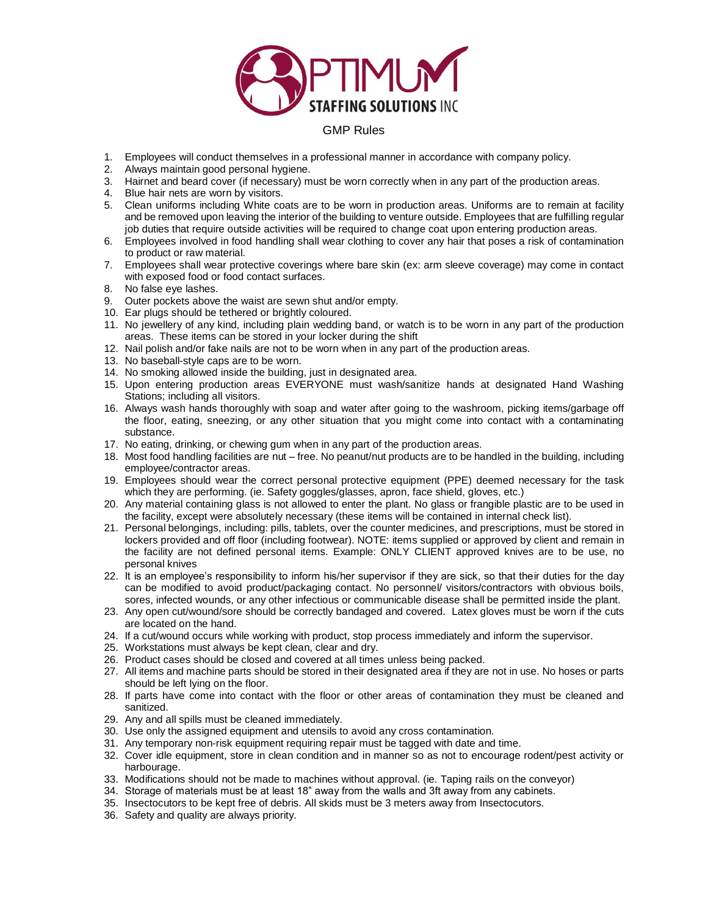OPTIMUM STAFFING SOLUTIONS INC

# GMP Rules

1. Employees will conduct themselves in a professional manner in accordance with company policy.
2. Always maintain good personal hygiene.
3. Hairnet and beard cover (if necessary) must be worn correctly when in any part of the production areas.
4. Blue hair nets are worn by visitors.
5. Clean uniforms including White coats are to be worn in production areas. Uniforms are to remain at facility and be removed upon leaving the interior of the building to venture outside. Employees that are fulfilling regular job duties that require outside activities will be required to change coat upon entering production areas.
6. Employees involved in food handling shall wear clothing to cover any hair that poses a risk of contamination to product or raw material.
7. Employees shall wear protective coverings where bare skin (ex: arm sleeve coverage) may come in contact with exposed food or food contact surfaces.
8. No false eye lashes.
9. Outer pockets above the waist are sewn shut and/or empty.
10. Ear plugs should be tethered or brightly coloured.
11. No jewellery of any kind, including plain wedding band, or watch is to be worn in any part of the production areas. These items can be stored in your locker during the shift
12. Nail polish and/or fake nails are not to be worn when in any part of the production areas.
13. No baseball-style caps are to be worn.
14. No smoking allowed inside the building, just in designated area.
15. Upon entering production areas EVERYONE must wash/sanitize hands at designated Hand Washing Stations; including all visitors.
16. Always wash hands thoroughly with soap and water after going to the washroom, picking items/garbage off the floor, eating, sneezing, or any other situation that you might come into contact with a contaminating substance.
17. No eating, drinking, or chewing gum when in any part of the production areas.
18. Most food handling facilities are nut – free. No peanut/nut products are to be handled in the building, including employee/contractor areas.
19. Employees should wear the correct personal protective equipment (PPE) deemed necessary for the task which they are performing. (ie. Safety goggles/glasses, apron, face shield, gloves, etc.)
20. Any material containing glass is not allowed to enter the plant. No glass or frangible plastic are to be used in the facility, except were absolutely necessary (these items will be contained in internal check list).
21. Personal belongings, including: pills, tablets, over the counter medicines, and prescriptions, must be stored in lockers provided and off floor (including footwear). NOTE: items supplied or approved by client and remain in the facility are not defined personal items. Example: ONLY CLIENT approved knives are to be use, no personal knives
22. It is an employee's responsibility to inform his/her supervisor if they are sick, so that their duties for the day can be modified to avoid product/packaging contact. No personnel/ visitors/contractors with obvious boils, sores, infected wounds, or any other infectious or communicable disease shall be permitted inside the plant.
23. Any open cut/wound/sore should be correctly bandaged and covered. Latex gloves must be worn if the cuts are located on the hand.
24. If a cut/wound occurs while working with product, stop process immediately and inform the supervisor.
25. Workstations must always be kept clean, clear and dry.
26. Product cases should be closed and covered at all times unless being packed.
27. All items and machine parts should be stored in their designated area if they are not in use. No hoses or parts should be left lying on the floor.
28. If parts have come into contact with the floor or other areas of contamination they must be cleaned and sanitized.
29. Any and all spills must be cleaned immediately.
30. Use only the assigned equipment and utensils to avoid any cross contamination.
31. Any temporary non-risk equipment requiring repair must be tagged with date and time.
32. Cover idle equipment, store in clean condition and in manner so as not to encourage rodent/pest activity or harbourage.
33. Modifications should not be made to machines without approval. (ie. Taping rails on the conveyor)
34. Storage of materials must be at least 18" away from the walls and 3ft away from any cabinets.
35. Insectocutors to be kept free of debris. All skids must be 3 meters away from Insectocutors.
36. Safety and quality are always priority.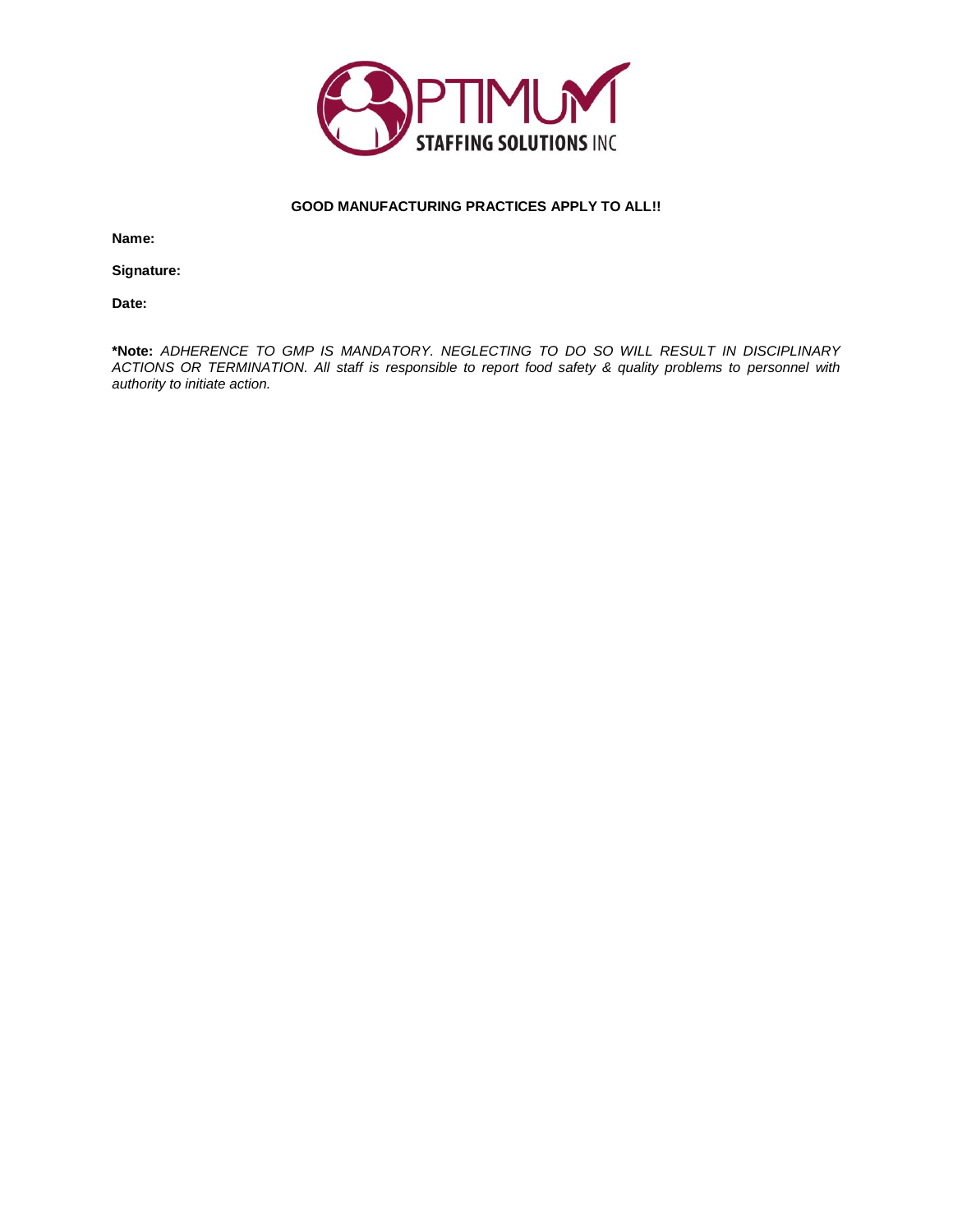**GOOD MANUFACTURING PRACTICES APPLY TO ALL!!**

**Name:**

**Signature:**

**Date:**

**\*Note:** *ADHERENCE TO GMP IS MANDATORY. NEGLECTING TO DO SO WILL RESULT IN DISCIPLINARY ACTIONS OR TERMINATION. All staff is responsible to report food safety & quality problems to personnel with authority to initiate action.*